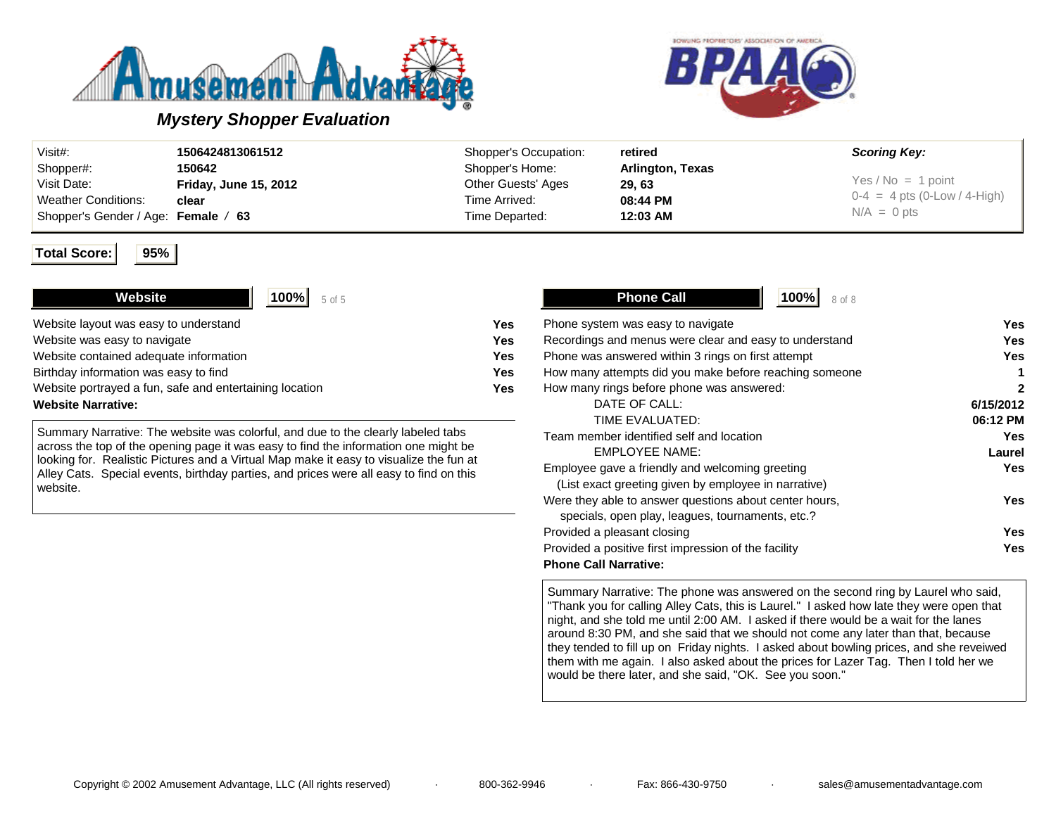# Amusement Advantage

## Mystery Shopper Evaluation

BPAA (Bowling Proprietors' Association of America)

| | | | | |
|---|---|---|---|---|
| Visit#: | 1506424813061512 | Shopper's Occupation: | retired | **Scoring Key:** |
| Shopper#: | 150642 | Shopper's Home: | Arlington, Texas | Yes / No = 1 point |
| Visit Date: | Friday, June 15, 2012 | Other Guests' Ages | 29, 63 | 0-4 = 4 pts (0-Low / 4-High) |
| Weather Conditions: | clear | Time Arrived: | 08:44 PM | N/A = 0 pts |
| Shopper's Gender / Age: | Female / 63 | Time Departed: | 12:03 AM | |

**Total Score:** **95%**

### Website — 100% (5 of 5)

| | |
|---|---|
| Website layout was easy to understand | Yes |
| Website was easy to navigate | Yes |
| Website contained adequate information | Yes |
| Birthday information was easy to find | Yes |
| Website portrayed a fun, safe and entertaining location | Yes |

**Website Narrative:**

Summary Narrative: The website was colorful, and due to the clearly labeled tabs across the top of the opening page it was easy to find the information one might be looking for. Realistic Pictures and a Virtual Map make it easy to visualize the fun at Alley Cats. Special events, birthday parties, and prices were all easy to find on this website.

### Phone Call — 100% (8 of 8)

| | |
|---|---|
| Phone system was easy to navigate | Yes |
| Recordings and menus were clear and easy to understand | Yes |
| Phone was answered within 3 rings on first attempt | Yes |
| How many attempts did you make before reaching someone | 1 |
| How many rings before phone was answered: | 2 |
| DATE OF CALL: | 6/15/2012 |
| TIME EVALUATED: | 06:12 PM |
| Team member identified self and location | Yes |
| EMPLOYEE NAME: | Laurel |
| Employee gave a friendly and welcoming greeting (List exact greeting given by employee in narrative) | Yes |
| Were they able to answer questions about center hours, specials, open play, leagues, tournaments, etc.? | Yes |
| Provided a pleasant closing | Yes |
| Provided a positive first impression of the facility | Yes |

**Phone Call Narrative:**

Summary Narrative: The phone was answered on the second ring by Laurel who said, "Thank you for calling Alley Cats, this is Laurel." I asked how late they were open that night, and she told me until 2:00 AM. I asked if there would be a wait for the lanes around 8:30 PM, and she said that we should not come any later than that, because they tended to fill up on Friday nights. I asked about bowling prices, and she reveiwed them with me again. I also asked about the prices for Lazer Tag. Then I told her we would be there later, and she said, "OK. See you soon."

Copyright © 2002 Amusement Advantage, LLC (All rights reserved) · 800-362-9946 · Fax: 866-430-9750 · sales@amusementadvantage.com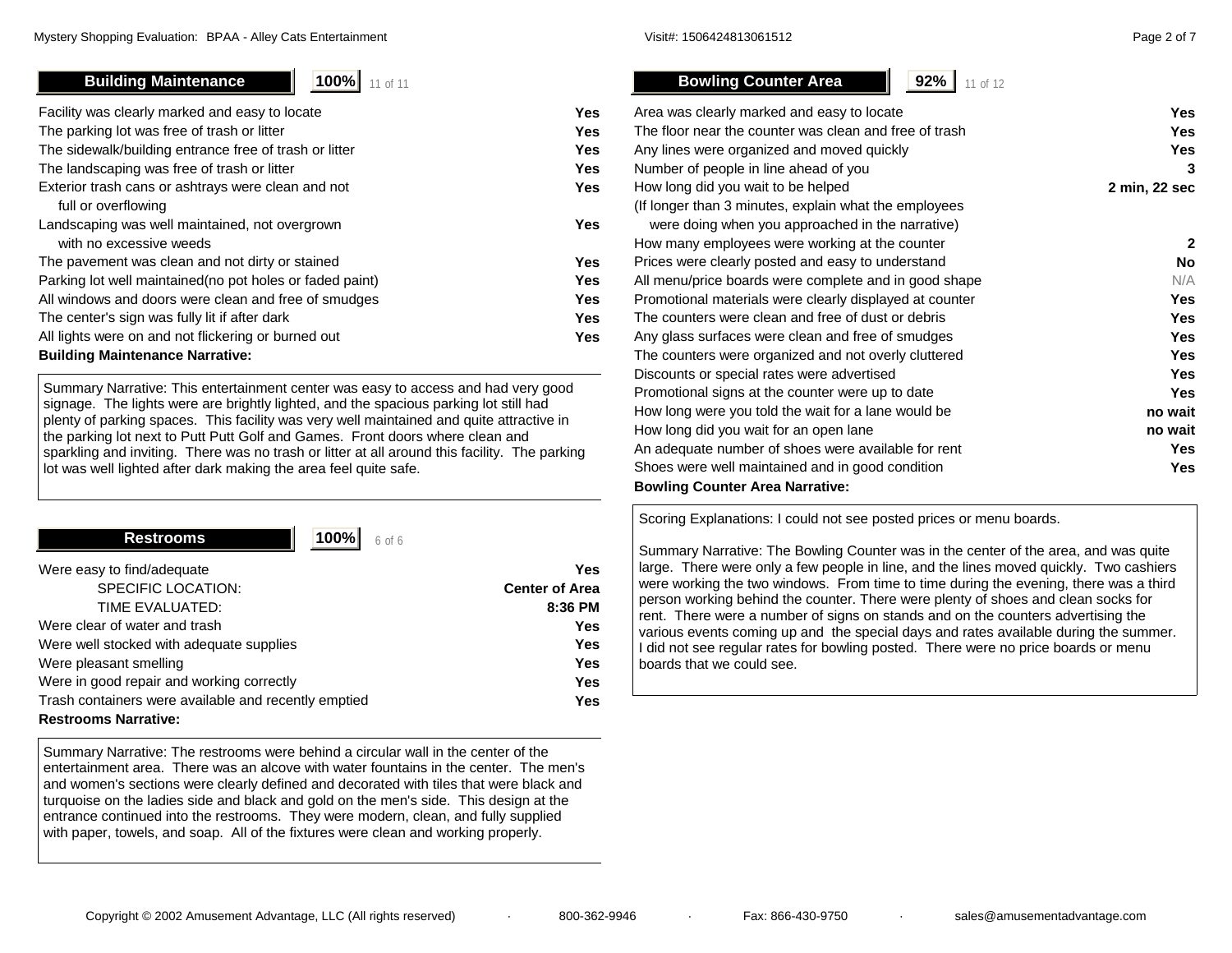## Building Maintenance

**100%** 11 of 11

| Item | Response |
|---|---|
| Facility was clearly marked and easy to locate | **Yes** |
| The parking lot was free of trash or litter | **Yes** |
| The sidewalk/building entrance free of trash or litter | **Yes** |
| The landscaping was free of trash or litter | **Yes** |
| Exterior trash cans or ashtrays were clean and not full or overflowing | **Yes** |
| Landscaping was well maintained, not overgrown with no excessive weeds | **Yes** |
| The pavement was clean and not dirty or stained | **Yes** |
| Parking lot well maintained(no pot holes or faded paint) | **Yes** |
| All windows and doors were clean and free of smudges | **Yes** |
| The center's sign was fully lit if after dark | **Yes** |
| All lights were on and not flickering or burned out | **Yes** |

**Building Maintenance Narrative:**

Summary Narrative: This entertainment center was easy to access and had very good signage. The lights were are brightly lighted, and the spacious parking lot still had plenty of parking spaces. This facility was very well maintained and quite attractive in the parking lot next to Putt Putt Golf and Games. Front doors where clean and sparkling and inviting. There was no trash or litter at all around this facility. The parking lot was well lighted after dark making the area feel quite safe.

## Restrooms

**100%** 6 of 6

| Item | Response |
|---|---|
| Were easy to find/adequate | **Yes** |
| SPECIFIC LOCATION: | **Center of Area** |
| TIME EVALUATED: | **8:36 PM** |
| Were clear of water and trash | **Yes** |
| Were well stocked with adequate supplies | **Yes** |
| Were pleasant smelling | **Yes** |
| Were in good repair and working correctly | **Yes** |
| Trash containers were available and recently emptied | **Yes** |

**Restrooms Narrative:**

Summary Narrative: The restrooms were behind a circular wall in the center of the entertainment area. There was an alcove with water fountains in the center. The men's and women's sections were clearly defined and decorated with tiles that were black and turquoise on the ladies side and black and gold on the men's side. This design at the entrance continued into the restrooms. They were modern, clean, and fully supplied with paper, towels, and soap. All of the fixtures were clean and working properly.

## Bowling Counter Area

**92%** 11 of 12

| Item | Response |
|---|---|
| Area was clearly marked and easy to locate | **Yes** |
| The floor near the counter was clean and free of trash | **Yes** |
| Any lines were organized and moved quickly | **Yes** |
| Number of people in line ahead of you | **3** |
| How long did you wait to be helped | **2 min, 22 sec** |
| (If longer than 3 minutes, explain what the employees were doing when you approached in the narrative) | |
| How many employees were working at the counter | **2** |
| Prices were clearly posted and easy to understand | **No** |
| All menu/price boards were complete and in good shape | N/A |
| Promotional materials were clearly displayed at counter | **Yes** |
| The counters were clean and free of dust or debris | **Yes** |
| Any glass surfaces were clean and free of smudges | **Yes** |
| The counters were organized and not overly cluttered | **Yes** |
| Discounts or special rates were advertised | **Yes** |
| Promotional signs at the counter were up to date | **Yes** |
| How long were you told the wait for a lane would be | **no wait** |
| How long did you wait for an open lane | **no wait** |
| An adequate number of shoes were available for rent | **Yes** |
| Shoes were well maintained and in good condition | **Yes** |

**Bowling Counter Area Narrative:**

Scoring Explanations: I could not see posted prices or menu boards.

Summary Narrative: The Bowling Counter was in the center of the area, and was quite large. There were only a few people in line, and the lines moved quickly. Two cashiers were working the two windows. From time to time during the evening, there was a third person working behind the counter. There were plenty of shoes and clean socks for rent. There were a number of signs on stands and on the counters advertising the various events coming up and the special days and rates available during the summer. I did not see regular rates for bowling posted. There were no price boards or menu boards that we could see.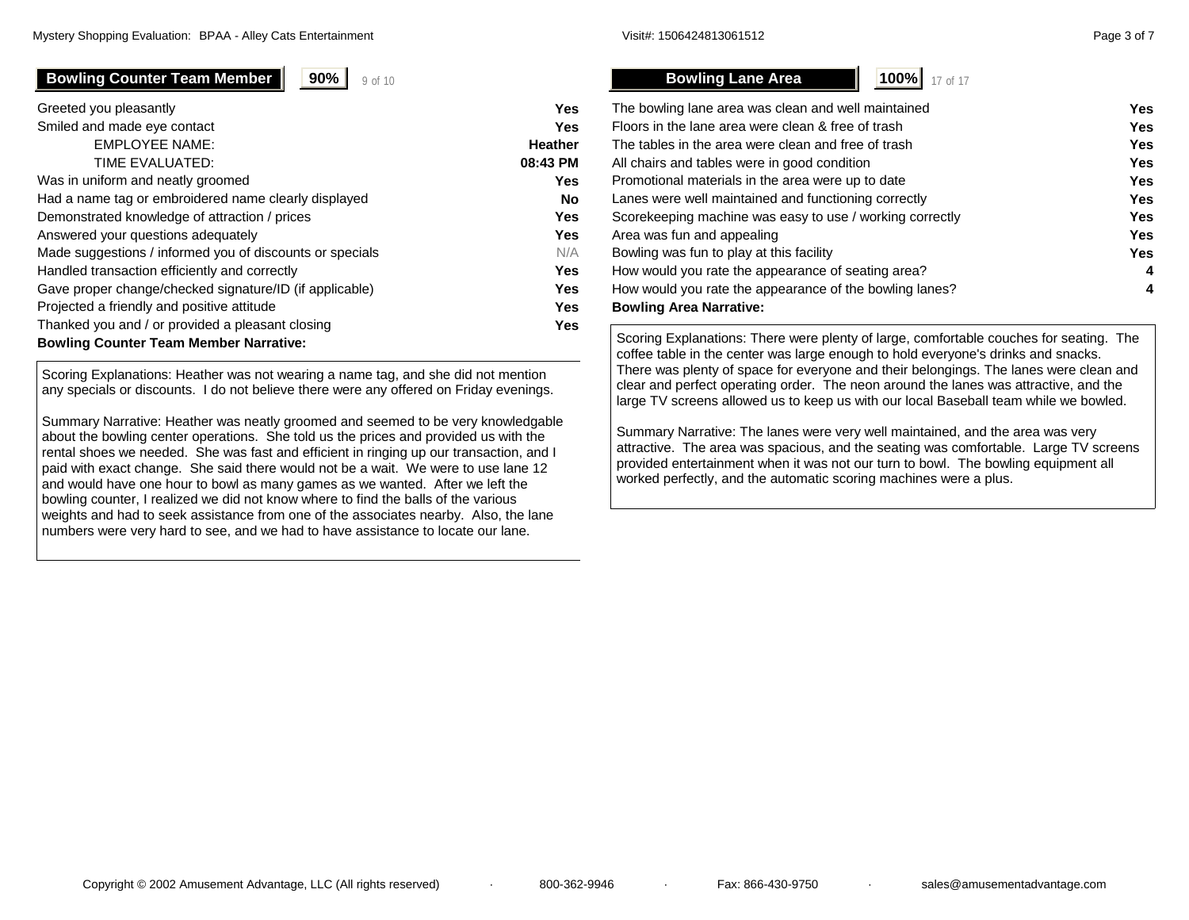## Bowling Counter Team Member — 90% (9 of 10)

| Question | Response |
|---|---|
| Greeted you pleasantly | Yes |
| Smiled and made eye contact | Yes |
| EMPLOYEE NAME: | Heather |
| TIME EVALUATED: | 08:43 PM |
| Was in uniform and neatly groomed | Yes |
| Had a name tag or embroidered name clearly displayed | No |
| Demonstrated knowledge of attraction / prices | Yes |
| Answered your questions adequately | Yes |
| Made suggestions / informed you of discounts or specials | N/A |
| Handled transaction efficiently and correctly | Yes |
| Gave proper change/checked signature/ID (if applicable) | Yes |
| Projected a friendly and positive attitude | Yes |
| Thanked you and / or provided a pleasant closing | Yes |

**Bowling Counter Team Member Narrative:**

Scoring Explanations: Heather was not wearing a name tag, and she did not mention any specials or discounts. I do not believe there were any offered on Friday evenings.

Summary Narrative: Heather was neatly groomed and seemed to be very knowledgable about the bowling center operations. She told us the prices and provided us with the rental shoes we needed. She was fast and efficient in ringing up our transaction, and I paid with exact change. She said there would not be a wait. We were to use lane 12 and would have one hour to bowl as many games as we wanted. After we left the bowling counter, I realized we did not know where to find the balls of the various weights and had to seek assistance from one of the associates nearby. Also, the lane numbers were very hard to see, and we had to have assistance to locate our lane.

## Bowling Lane Area — 100% (17 of 17)

| Question | Response |
|---|---|
| The bowling lane area was clean and well maintained | Yes |
| Floors in the lane area were clean & free of trash | Yes |
| The tables in the area were clean and free of trash | Yes |
| All chairs and tables were in good condition | Yes |
| Promotional materials in the area were up to date | Yes |
| Lanes were well maintained and functioning correctly | Yes |
| Scorekeeping machine was easy to use / working correctly | Yes |
| Area was fun and appealing | Yes |
| Bowling was fun to play at this facility | Yes |
| How would you rate the appearance of seating area? | 4 |
| How would you rate the appearance of the bowling lanes? | 4 |

**Bowling Area Narrative:**

Scoring Explanations: There were plenty of large, comfortable couches for seating. The coffee table in the center was large enough to hold everyone's drinks and snacks. There was plenty of space for everyone and their belongings. The lanes were clean and clear and perfect operating order. The neon around the lanes was attractive, and the large TV screens allowed us to keep us with our local Baseball team while we bowled.

Summary Narrative: The lanes were very well maintained, and the area was very attractive. The area was spacious, and the seating was comfortable. Large TV screens provided entertainment when it was not our turn to bowl. The bowling equipment all worked perfectly, and the automatic scoring machines were a plus.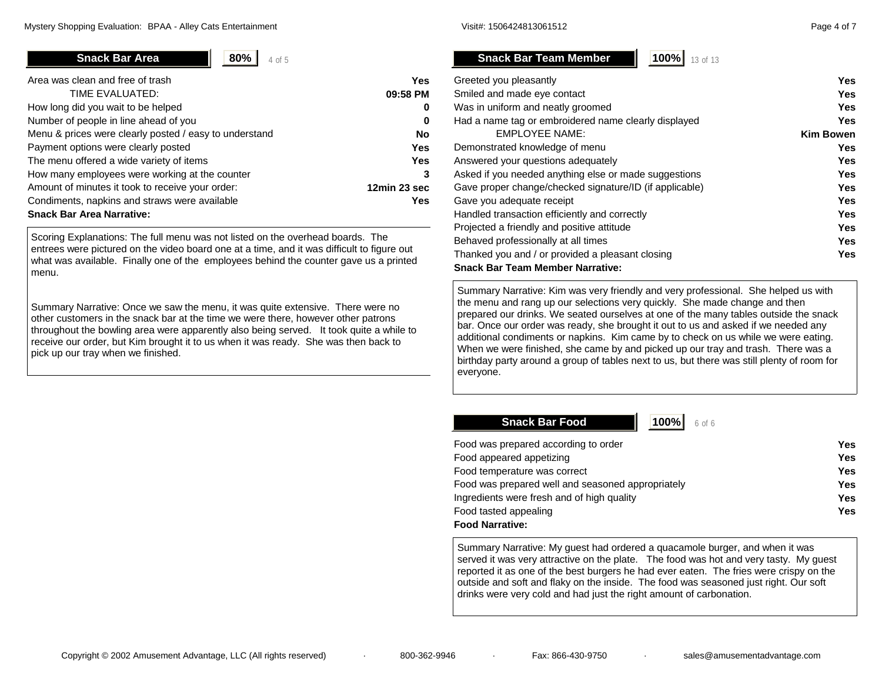## Snack Bar Area

**80%** 4 of 5

| Item | Response |
|---|---|
| Area was clean and free of trash | **Yes** |
| TIME EVALUATED: | **09:58 PM** |
| How long did you wait to be helped | **0** |
| Number of people in line ahead of you | **0** |
| Menu & prices were clearly posted / easy to understand | **No** |
| Payment options were clearly posted | **Yes** |
| The menu offered a wide variety of items | **Yes** |
| How many employees were working at the counter | **3** |
| Amount of minutes it took to receive your order: | **12min 23 sec** |
| Condiments, napkins and straws were available | **Yes** |

**Snack Bar Area Narrative:**

Scoring Explanations: The full menu was not listed on the overhead boards. The entrees were pictured on the video board one at a time, and it was difficult to figure out what was available. Finally one of the employees behind the counter gave us a printed menu.

Summary Narrative: Once we saw the menu, it was quite extensive. There were no other customers in the snack bar at the time we were there, however other patrons throughout the bowling area were apparently also being served. It took quite a while to receive our order, but Kim brought it to us when it was ready. She was then back to pick up our tray when we finished.

## Snack Bar Team Member

**100%** 13 of 13

| Item | Response |
|---|---|
| Greeted you pleasantly | **Yes** |
| Smiled and made eye contact | **Yes** |
| Was in uniform and neatly groomed | **Yes** |
| Had a name tag or embroidered name clearly displayed | **Yes** |
| EMPLOYEE NAME: | **Kim Bowen** |
| Demonstrated knowledge of menu | **Yes** |
| Answered your questions adequately | **Yes** |
| Asked if you needed anything else or made suggestions | **Yes** |
| Gave proper change/checked signature/ID (if applicable) | **Yes** |
| Gave you adequate receipt | **Yes** |
| Handled transaction efficiently and correctly | **Yes** |
| Projected a friendly and positive attitude | **Yes** |
| Behaved professionally at all times | **Yes** |
| Thanked you and / or provided a pleasant closing | **Yes** |

**Snack Bar Team Member Narrative:**

Summary Narrative: Kim was very friendly and very professional. She helped us with the menu and rang up our selections very quickly. She made change and then prepared our drinks. We seated ourselves at one of the many tables outside the snack bar. Once our order was ready, she brought it out to us and asked if we needed any additional condiments or napkins. Kim came by to check on us while we were eating. When we were finished, she came by and picked up our tray and trash. There was a birthday party around a group of tables next to us, but there was still plenty of room for everyone.

## Snack Bar Food

**100%** 6 of 6

| Item | Response |
|---|---|
| Food was prepared according to order | **Yes** |
| Food appeared appetizing | **Yes** |
| Food temperature was correct | **Yes** |
| Food was prepared well and seasoned appropriately | **Yes** |
| Ingredients were fresh and of high quality | **Yes** |
| Food tasted appealing | **Yes** |

**Food Narrative:**

Summary Narrative: My guest had ordered a quacamole burger, and when it was served it was very attractive on the plate. The food was hot and very tasty. My guest reported it as one of the best burgers he had ever eaten. The fries were crispy on the outside and soft and flaky on the inside. The food was seasoned just right. Our soft drinks were very cold and had just the right amount of carbonation.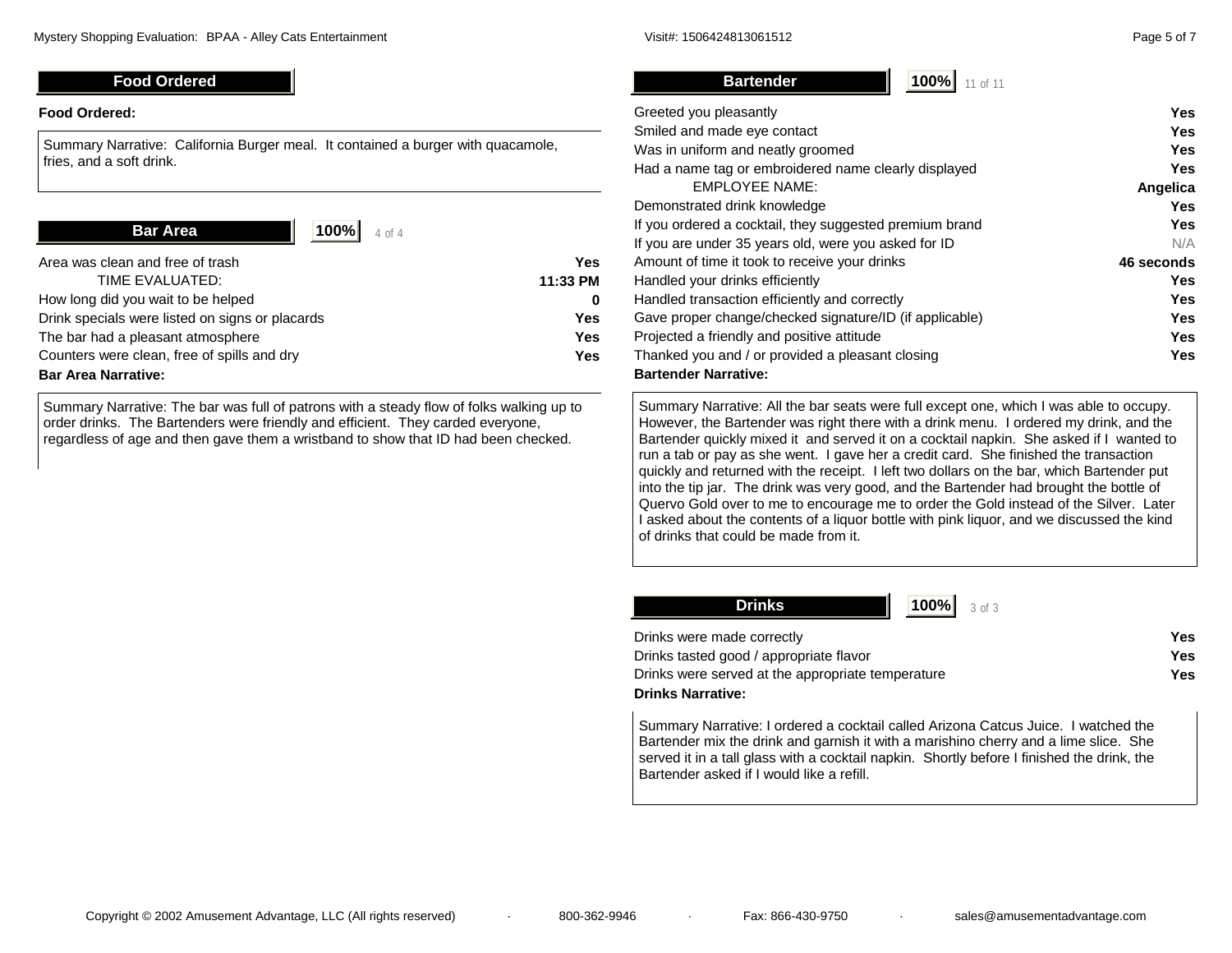## Food Ordered

**Food Ordered:**

Summary Narrative: California Burger meal. It contained a burger with quacamole, fries, and a soft drink.

## Bar Area

**100%** 4 of 4

| | |
|---|---|
| Area was clean and free of trash | **Yes** |
| TIME EVALUATED: | **11:33 PM** |
| How long did you wait to be helped | **0** |
| Drink specials were listed on signs or placards | **Yes** |
| The bar had a pleasant atmosphere | **Yes** |
| Counters were clean, free of spills and dry | **Yes** |

**Bar Area Narrative:**

Summary Narrative: The bar was full of patrons with a steady flow of folks walking up to order drinks. The Bartenders were friendly and efficient. They carded everyone, regardless of age and then gave them a wristband to show that ID had been checked.

## Bartender

**100%** 11 of 11

| | |
|---|---|
| Greeted you pleasantly | **Yes** |
| Smiled and made eye contact | **Yes** |
| Was in uniform and neatly groomed | **Yes** |
| Had a name tag or embroidered name clearly displayed | **Yes** |
| EMPLOYEE NAME: | **Angelica** |
| Demonstrated drink knowledge | **Yes** |
| If you ordered a cocktail, they suggested premium brand | **Yes** |
| If you are under 35 years old, were you asked for ID | N/A |
| Amount of time it took to receive your drinks | **46 seconds** |
| Handled your drinks efficiently | **Yes** |
| Handled transaction efficiently and correctly | **Yes** |
| Gave proper change/checked signature/ID (if applicable) | **Yes** |
| Projected a friendly and positive attitude | **Yes** |
| Thanked you and / or provided a pleasant closing | **Yes** |

**Bartender Narrative:**

Summary Narrative: All the bar seats were full except one, which I was able to occupy. However, the Bartender was right there with a drink menu. I ordered my drink, and the Bartender quickly mixed it and served it on a cocktail napkin. She asked if I wanted to run a tab or pay as she went. I gave her a credit card. She finished the transaction quickly and returned with the receipt. I left two dollars on the bar, which Bartender put into the tip jar. The drink was very good, and the Bartender had brought the bottle of Quervo Gold over to me to encourage me to order the Gold instead of the Silver. Later I asked about the contents of a liquor bottle with pink liquor, and we discussed the kind of drinks that could be made from it.

## Drinks

**100%** 3 of 3

| | |
|---|---|
| Drinks were made correctly | **Yes** |
| Drinks tasted good / appropriate flavor | **Yes** |
| Drinks were served at the appropriate temperature | **Yes** |

**Drinks Narrative:**

Summary Narrative: I ordered a cocktail called Arizona Catcus Juice. I watched the Bartender mix the drink and garnish it with a marishino cherry and a lime slice. She served it in a tall glass with a cocktail napkin. Shortly before I finished the drink, the Bartender asked if I would like a refill.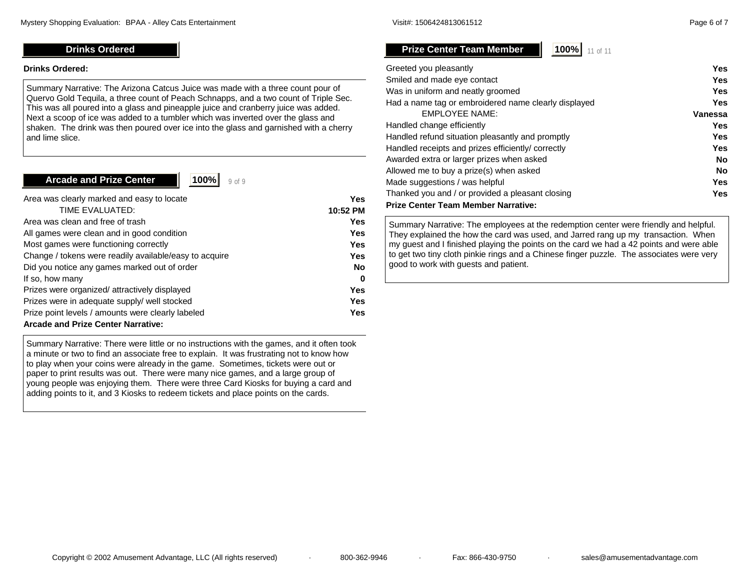## Drinks Ordered

**Drinks Ordered:**

Summary Narrative: The Arizona Catcus Juice was made with a three count pour of Quervo Gold Tequila, a three count of Peach Schnapps, and a two count of Triple Sec. This was all poured into a glass and pineapple juice and cranberry juice was added. Next a scoop of ice was added to a tumbler which was inverted over the glass and shaken. The drink was then poured over ice into the glass and garnished with a cherry and lime slice.

## Arcade and Prize Center

**100%** 9 of 9

| Item | Response |
|---|---|
| Area was clearly marked and easy to locate | **Yes** |
| TIME EVALUATED: | **10:52 PM** |
| Area was clean and free of trash | **Yes** |
| All games were clean and in good condition | **Yes** |
| Most games were functioning correctly | **Yes** |
| Change / tokens were readily available/easy to acquire | **Yes** |
| Did you notice any games marked out of order | **No** |
| If so, how many | **0** |
| Prizes were organized/ attractively displayed | **Yes** |
| Prizes were in adequate supply/ well stocked | **Yes** |
| Prize point levels / amounts were clearly labeled | **Yes** |

**Arcade and Prize Center Narrative:**

Summary Narrative: There were little or no instructions with the games, and it often took a minute or two to find an associate free to explain. It was frustrating not to know how to play when your coins were already in the game. Sometimes, tickets were out or paper to print results was out. There were many nice games, and a large group of young people was enjoying them. There were three Card Kiosks for buying a card and adding points to it, and 3 Kiosks to redeem tickets and place points on the cards.

## Prize Center Team Member

**100%** 11 of 11

| Item | Response |
|---|---|
| Greeted you pleasantly | **Yes** |
| Smiled and made eye contact | **Yes** |
| Was in uniform and neatly groomed | **Yes** |
| Had a name tag or embroidered name clearly displayed | **Yes** |
| EMPLOYEE NAME: | **Vanessa** |
| Handled change efficiently | **Yes** |
| Handled refund situation pleasantly and promptly | **Yes** |
| Handled receipts and prizes efficiently/ correctly | **Yes** |
| Awarded extra or larger prizes when asked | **No** |
| Allowed me to buy a prize(s) when asked | **No** |
| Made suggestions / was helpful | **Yes** |
| Thanked you and / or provided a pleasant closing | **Yes** |

**Prize Center Team Member Narrative:**

Summary Narrative: The employees at the redemption center were friendly and helpful. They explained the how the card was used, and Jarred rang up my transaction. When my guest and I finished playing the points on the card we had a 42 points and were able to get two tiny cloth pinkie rings and a Chinese finger puzzle. The associates were very good to work with guests and patient.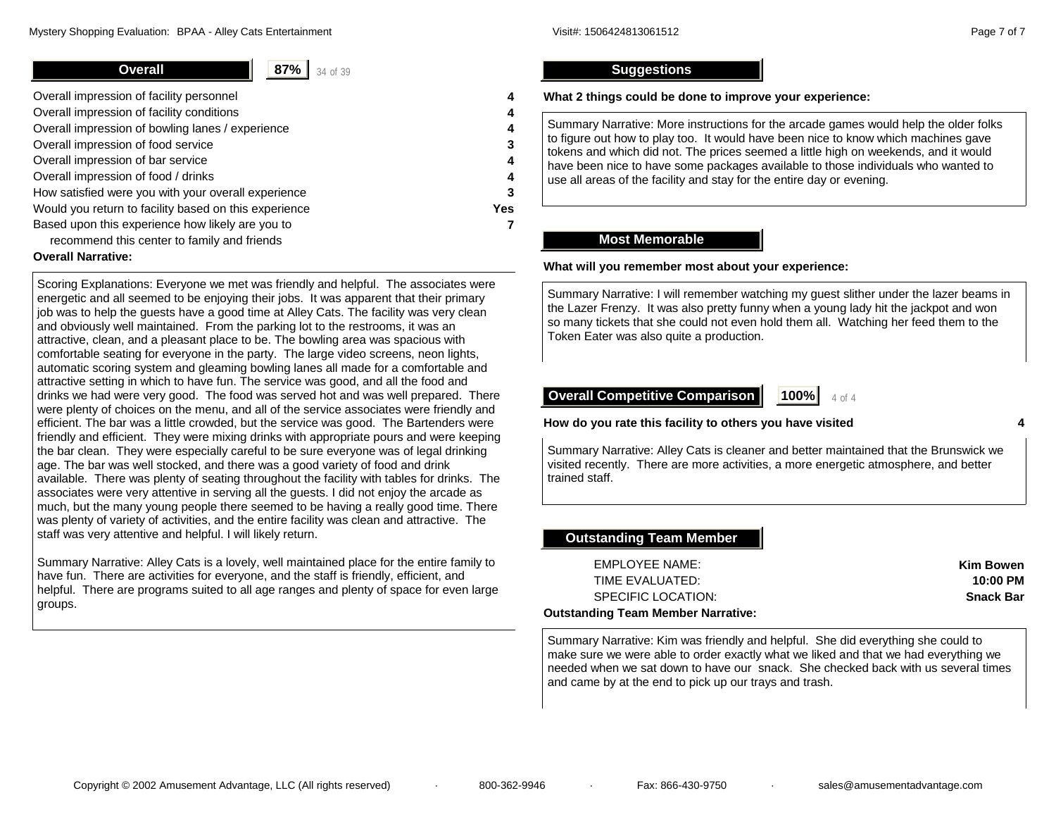## Overall

**87%** 34 of 39

| | |
|---|---|
| Overall impression of facility personnel | 4 |
| Overall impression of facility conditions | 4 |
| Overall impression of bowling lanes / experience | 4 |
| Overall impression of food service | 3 |
| Overall impression of bar service | 4 |
| Overall impression of food / drinks | 4 |
| How satisfied were you with your overall experience | 3 |
| Would you return to facility based on this experience | Yes |
| Based upon this experience how likely are you to recommend this center to family and friends | 7 |

**Overall Narrative:**

Scoring Explanations: Everyone we met was friendly and helpful. The associates were energetic and all seemed to be enjoying their jobs. It was apparent that their primary job was to help the guests have a good time at Alley Cats. The facility was very clean and obviously well maintained. From the parking lot to the restrooms, it was an attractive, clean, and a pleasant place to be. The bowling area was spacious with comfortable seating for everyone in the party. The large video screens, neon lights, automatic scoring system and gleaming bowling lanes all made for a comfortable and attractive setting in which to have fun. The service was good, and all the food and drinks we had were very good. The food was served hot and was well prepared. There were plenty of choices on the menu, and all of the service associates were friendly and efficient. The bar was a little crowded, but the service was good. The Bartenders were friendly and efficient. They were mixing drinks with appropriate pours and were keeping the bar clean. They were especially careful to be sure everyone was of legal drinking age. The bar was well stocked, and there was a good variety of food and drink available. There was plenty of seating throughout the facility with tables for drinks. The associates were very attentive in serving all the guests. I did not enjoy the arcade as much, but the many young people there seemed to be having a really good time. There was plenty of variety of activities, and the entire facility was clean and attractive. The staff was very attentive and helpful. I will likely return.

Summary Narrative: Alley Cats is a lovely, well maintained place for the entire family to have fun. There are activities for everyone, and the staff is friendly, efficient, and helpful. There are programs suited to all age ranges and plenty of space for even large groups.

## Suggestions

**What 2 things could be done to improve your experience:**

Summary Narrative: More instructions for the arcade games would help the older folks to figure out how to play too. It would have been nice to know which machines gave tokens and which did not. The prices seemed a little high on weekends, and it would have been nice to have some packages available to those individuals who wanted to use all areas of the facility and stay for the entire day or evening.

## Most Memorable

**What will you remember most about your experience:**

Summary Narrative: I will remember watching my guest slither under the lazer beams in the Lazer Frenzy. It was also pretty funny when a young lady hit the jackpot and won so many tickets that she could not even hold them all. Watching her feed them to the Token Eater was also quite a production.

## Overall Competitive Comparison

**100%** 4 of 4

**How do you rate this facility to others you have visited** 4

Summary Narrative: Alley Cats is cleaner and better maintained that the Brunswick we visited recently. There are more activities, a more energetic atmosphere, and better trained staff.

## Outstanding Team Member

| | |
|---|---|
| EMPLOYEE NAME: | Kim Bowen |
| TIME EVALUATED: | 10:00 PM |
| SPECIFIC LOCATION: | Snack Bar |

**Outstanding Team Member Narrative:**

Summary Narrative: Kim was friendly and helpful. She did everything she could to make sure we were able to order exactly what we liked and that we had everything we needed when we sat down to have our snack. She checked back with us several times and came by at the end to pick up our trays and trash.